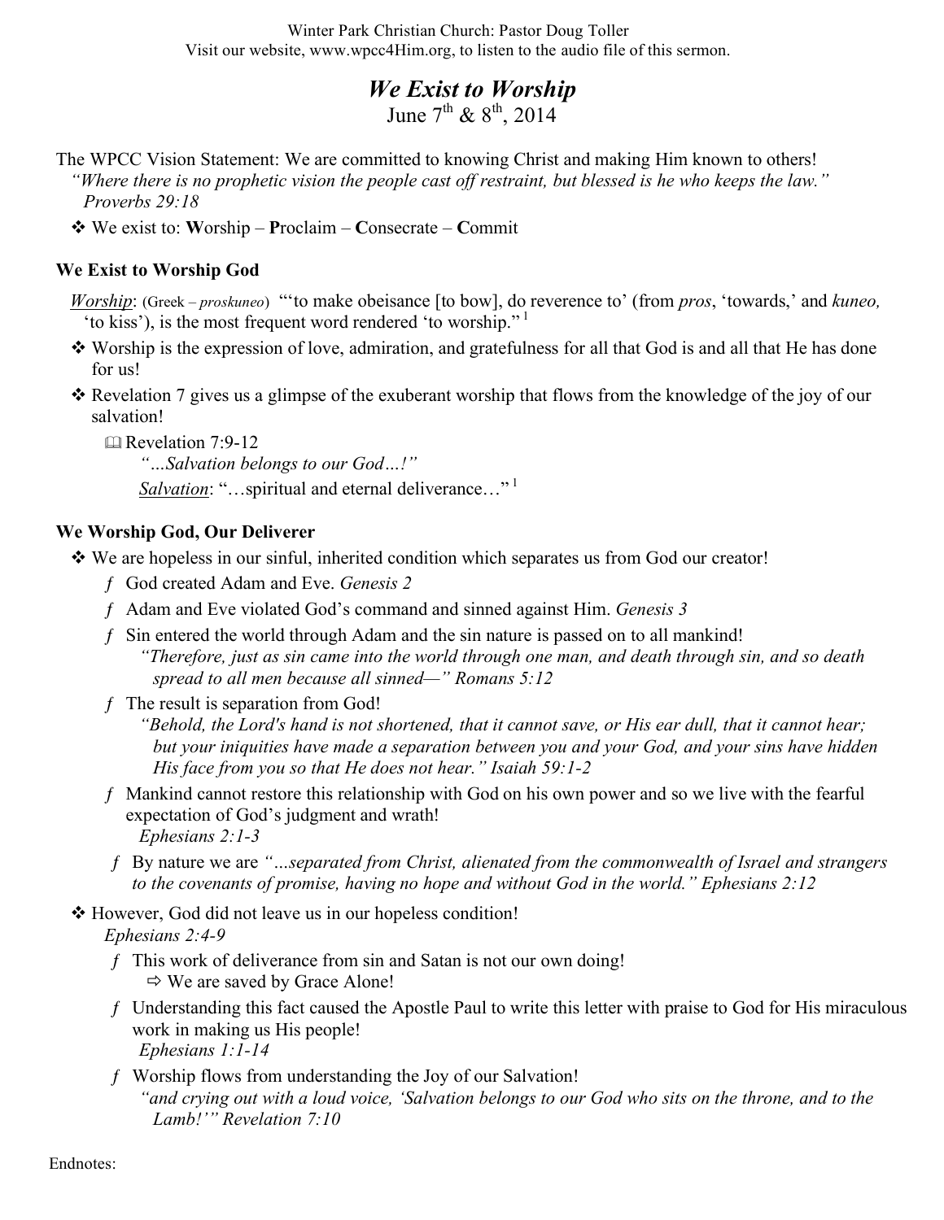Winter Park Christian Church: Pastor Doug Toller
Visit our website, www.wpcc4Him.org, to listen to the audio file of this sermon.

# *We Exist to Worship*

June 7th & 8th, 2014

The WPCC Vision Statement: We are committed to knowing Christ and making Him known to others!
*"Where there is no prophetic vision the people cast off restraint, but blessed is he who keeps the law." Proverbs 29:18*

- We exist to: **W**orship – **P**roclaim – **C**onsecrate – **C**ommit

## We Exist to Worship God

*Worship*: (Greek – *proskuneo*) "'to make obeisance [to bow], do reverence to' (from *pros*, 'towards,' and *kuneo,* 'to kiss'), is the most frequent word rendered 'to worship.'"[1]

- Worship is the expression of love, admiration, and gratefulness for all that God is and all that He has done for us!
- Revelation 7 gives us a glimpse of the exuberant worship that flows from the knowledge of the joy of our salvation!
  - Revelation 7:9-12
    *"…Salvation belongs to our God…!"*
    *Salvation*: "…spiritual and eternal deliverance…"[1]

## We Worship God, Our Deliverer

- We are hopeless in our sinful, inherited condition which separates us from God our creator!
  - God created Adam and Eve. *Genesis 2*
  - Adam and Eve violated God's command and sinned against Him. *Genesis 3*
  - Sin entered the world through Adam and the sin nature is passed on to all mankind!
    *"Therefore, just as sin came into the world through one man, and death through sin, and so death spread to all men because all sinned—" Romans 5:12*
  - The result is separation from God!
    *"Behold, the Lord's hand is not shortened, that it cannot save, or His ear dull, that it cannot hear; but your iniquities have made a separation between you and your God, and your sins have hidden His face from you so that He does not hear." Isaiah 59:1-2*
  - Mankind cannot restore this relationship with God on his own power and so we live with the fearful expectation of God's judgment and wrath!
    *Ephesians 2:1-3*
  - By nature we are *"…separated from Christ, alienated from the commonwealth of Israel and strangers to the covenants of promise, having no hope and without God in the world." Ephesians 2:12*
- However, God did not leave us in our hopeless condition!
  *Ephesians 2:4-9*
  - This work of deliverance from sin and Satan is not our own doing!
    - ⇨ We are saved by Grace Alone!
  - Understanding this fact caused the Apostle Paul to write this letter with praise to God for His miraculous work in making us His people!
    *Ephesians 1:1-14*
  - Worship flows from understanding the Joy of our Salvation!
    *"and crying out with a loud voice, 'Salvation belongs to our God who sits on the throne, and to the Lamb!'" Revelation 7:10*

Endnotes: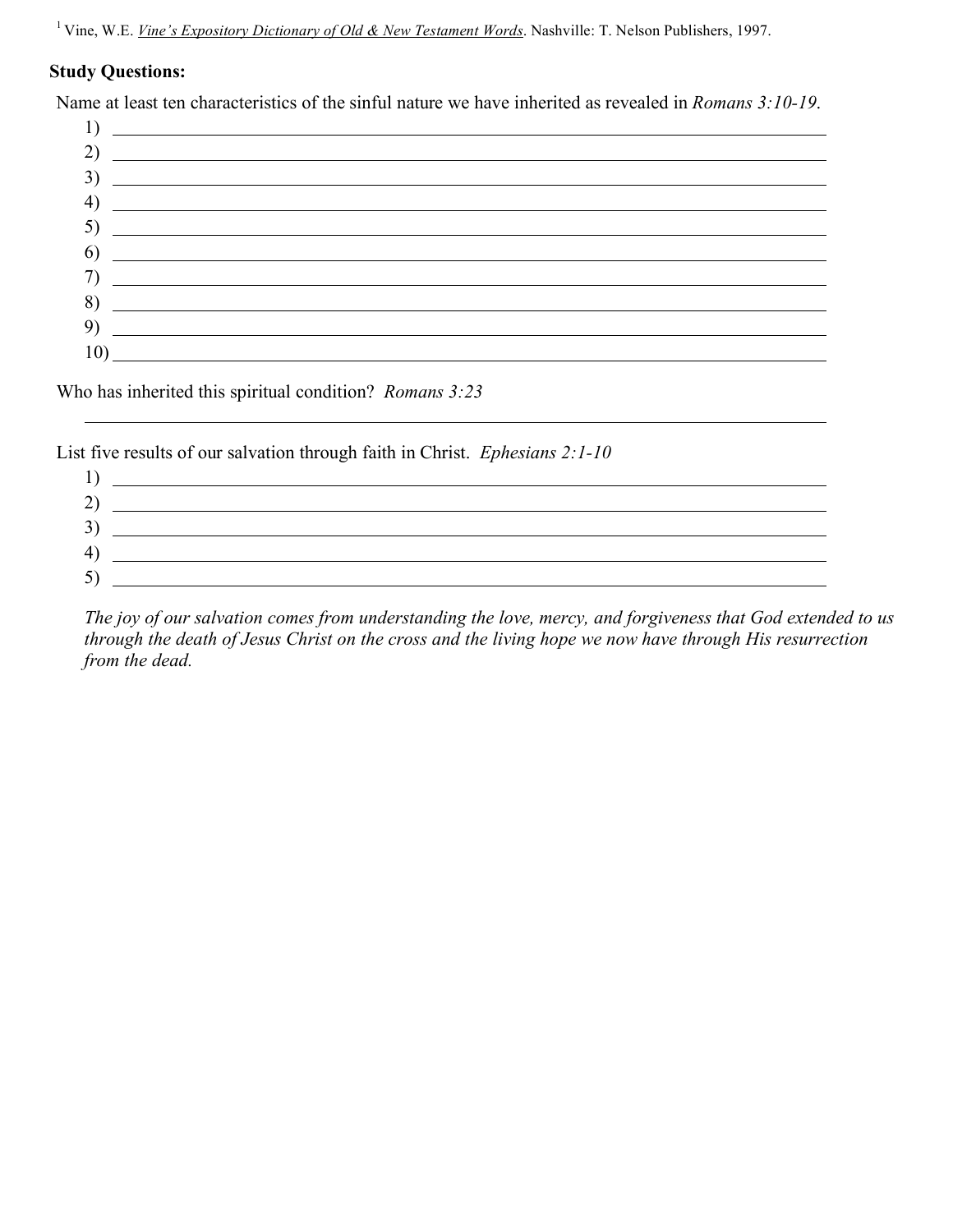[1] Vine, W.E. *Vine's Expository Dictionary of Old & New Testament Words*. Nashville: T. Nelson Publishers, 1997.

**Study Questions:**

Name at least ten characteristics of the sinful nature we have inherited as revealed in *Romans 3:10-19*.

1) ______________________________
2) ______________________________
3) ______________________________
4) ______________________________
5) ______________________________
6) ______________________________
7) ______________________________
8) ______________________________
9) ______________________________
10) ______________________________

Who has inherited this spiritual condition? *Romans 3:23*

______________________________

List five results of our salvation through faith in Christ. *Ephesians 2:1-10*

1) ______________________________
2) ______________________________
3) ______________________________
4) ______________________________
5) ______________________________

*The joy of our salvation comes from understanding the love, mercy, and forgiveness that God extended to us through the death of Jesus Christ on the cross and the living hope we now have through His resurrection from the dead.*